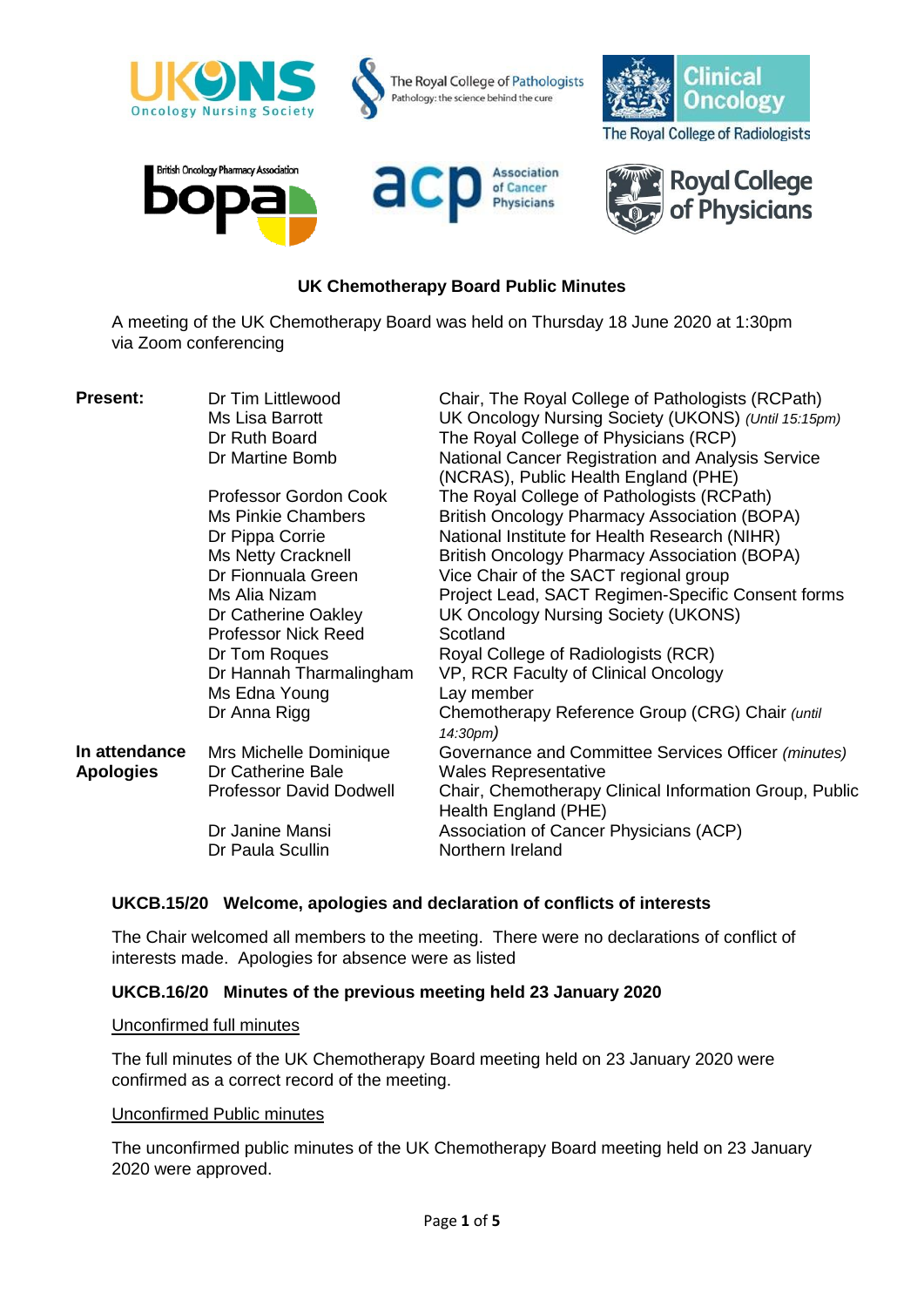# UK Chemotherapy Board Public Minutes

A meeting of the UK Chemotherapy Board was held on Thursday 18 June 2020 at 1:30pm via Zoom conferencing

| | | |
|---|---|---|
| **Present:** | Dr Tim Littlewood | Chair, The Royal College of Pathologists (RCPath) |
| | Ms Lisa Barrott | UK Oncology Nursing Society (UKONS) *(Until 15:15pm)* |
| | Dr Ruth Board | The Royal College of Physicians (RCP) |
| | Dr Martine Bomb | National Cancer Registration and Analysis Service (NCRAS), Public Health England (PHE) |
| | Professor Gordon Cook | The Royal College of Pathologists (RCPath) |
| | Ms Pinkie Chambers | British Oncology Pharmacy Association (BOPA) |
| | Dr Pippa Corrie | National Institute for Health Research (NIHR) |
| | Ms Netty Cracknell | British Oncology Pharmacy Association (BOPA) |
| | Dr Fionnuala Green | Vice Chair of the SACT regional group |
| | Ms Alia Nizam | Project Lead, SACT Regimen-Specific Consent forms |
| | Dr Catherine Oakley | UK Oncology Nursing Society (UKONS) |
| | Professor Nick Reed | Scotland |
| | Dr Tom Roques | Royal College of Radiologists (RCR) |
| | Dr Hannah Tharmalingham | VP, RCR Faculty of Clinical Oncology |
| | Ms Edna Young | Lay member |
| | Dr Anna Rigg | Chemotherapy Reference Group (CRG) Chair *(until 14:30pm)* |
| **In attendance** | Mrs Michelle Dominique | Governance and Committee Services Officer *(minutes)* |
| **Apologies** | Dr Catherine Bale | Wales Representative |
| | Professor David Dodwell | Chair, Chemotherapy Clinical Information Group, Public Health England (PHE) |
| | Dr Janine Mansi | Association of Cancer Physicians (ACP) |
| | Dr Paula Scullin | Northern Ireland |

### UKCB.15/20 Welcome, apologies and declaration of conflicts of interests

The Chair welcomed all members to the meeting. There were no declarations of conflict of interests made. Apologies for absence were as listed

### UKCB.16/20 Minutes of the previous meeting held 23 January 2020

<u>Unconfirmed full minutes</u>

The full minutes of the UK Chemotherapy Board meeting held on 23 January 2020 were confirmed as a correct record of the meeting.

<u>Unconfirmed Public minutes</u>

The unconfirmed public minutes of the UK Chemotherapy Board meeting held on 23 January 2020 were approved.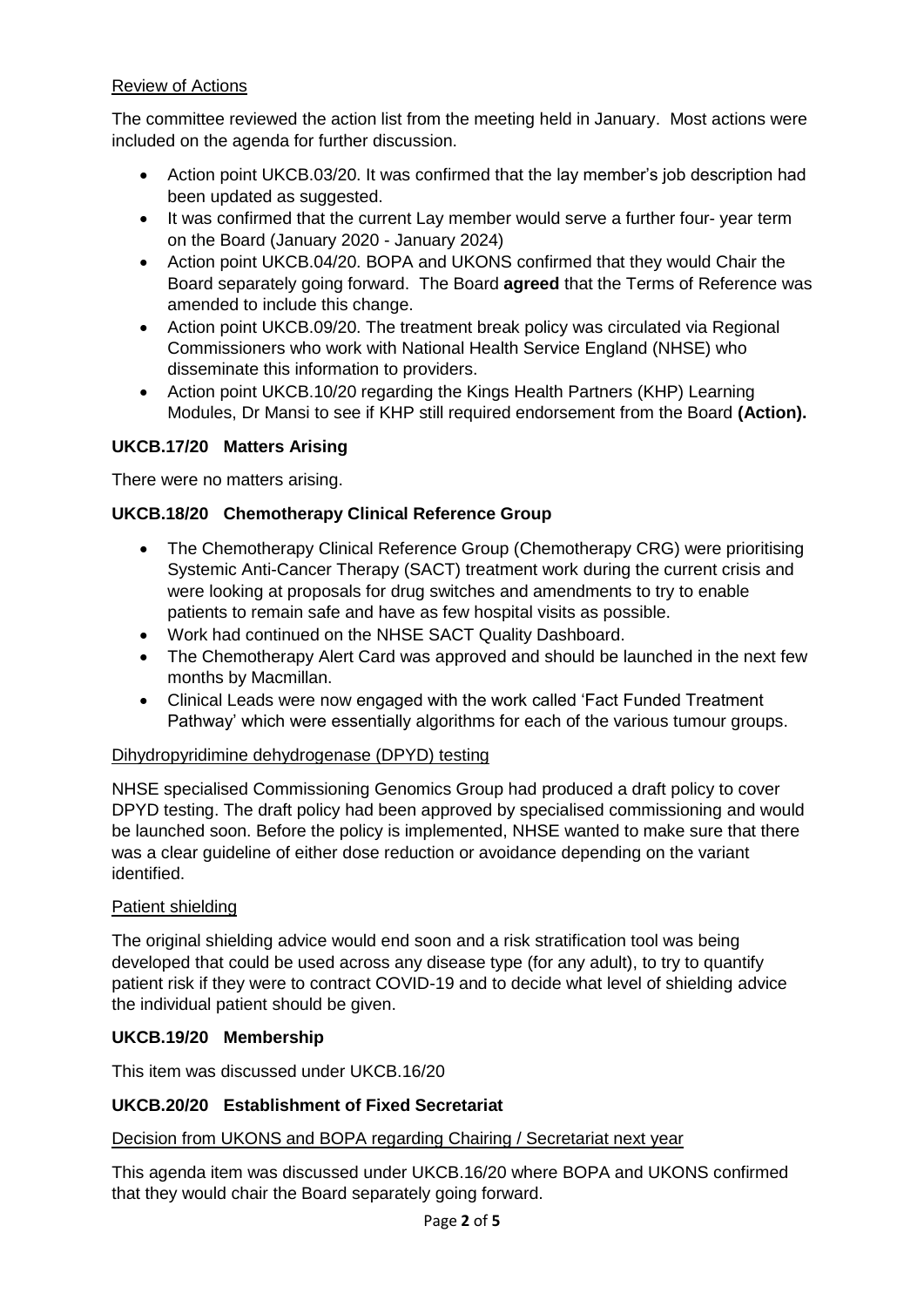Review of Actions

The committee reviewed the action list from the meeting held in January. Most actions were included on the agenda for further discussion.

- Action point UKCB.03/20. It was confirmed that the lay member's job description had been updated as suggested.
- It was confirmed that the current Lay member would serve a further four- year term on the Board (January 2020 - January 2024)
- Action point UKCB.04/20. BOPA and UKONS confirmed that they would Chair the Board separately going forward. The Board **agreed** that the Terms of Reference was amended to include this change.
- Action point UKCB.09/20. The treatment break policy was circulated via Regional Commissioners who work with National Health Service England (NHSE) who disseminate this information to providers.
- Action point UKCB.10/20 regarding the Kings Health Partners (KHP) Learning Modules, Dr Mansi to see if KHP still required endorsement from the Board **(Action).**

### UKCB.17/20 Matters Arising

There were no matters arising.

### UKCB.18/20 Chemotherapy Clinical Reference Group

- The Chemotherapy Clinical Reference Group (Chemotherapy CRG) were prioritising Systemic Anti-Cancer Therapy (SACT) treatment work during the current crisis and were looking at proposals for drug switches and amendments to try to enable patients to remain safe and have as few hospital visits as possible.
- Work had continued on the NHSE SACT Quality Dashboard.
- The Chemotherapy Alert Card was approved and should be launched in the next few months by Macmillan.
- Clinical Leads were now engaged with the work called 'Fact Funded Treatment Pathway' which were essentially algorithms for each of the various tumour groups.

Dihydropyridimine dehydrogenase (DPYD) testing

NHSE specialised Commissioning Genomics Group had produced a draft policy to cover DPYD testing. The draft policy had been approved by specialised commissioning and would be launched soon. Before the policy is implemented, NHSE wanted to make sure that there was a clear guideline of either dose reduction or avoidance depending on the variant identified.

Patient shielding

The original shielding advice would end soon and a risk stratification tool was being developed that could be used across any disease type (for any adult), to try to quantify patient risk if they were to contract COVID-19 and to decide what level of shielding advice the individual patient should be given.

### UKCB.19/20 Membership

This item was discussed under UKCB.16/20

### UKCB.20/20 Establishment of Fixed Secretariat

Decision from UKONS and BOPA regarding Chairing / Secretariat next year

This agenda item was discussed under UKCB.16/20 where BOPA and UKONS confirmed that they would chair the Board separately going forward.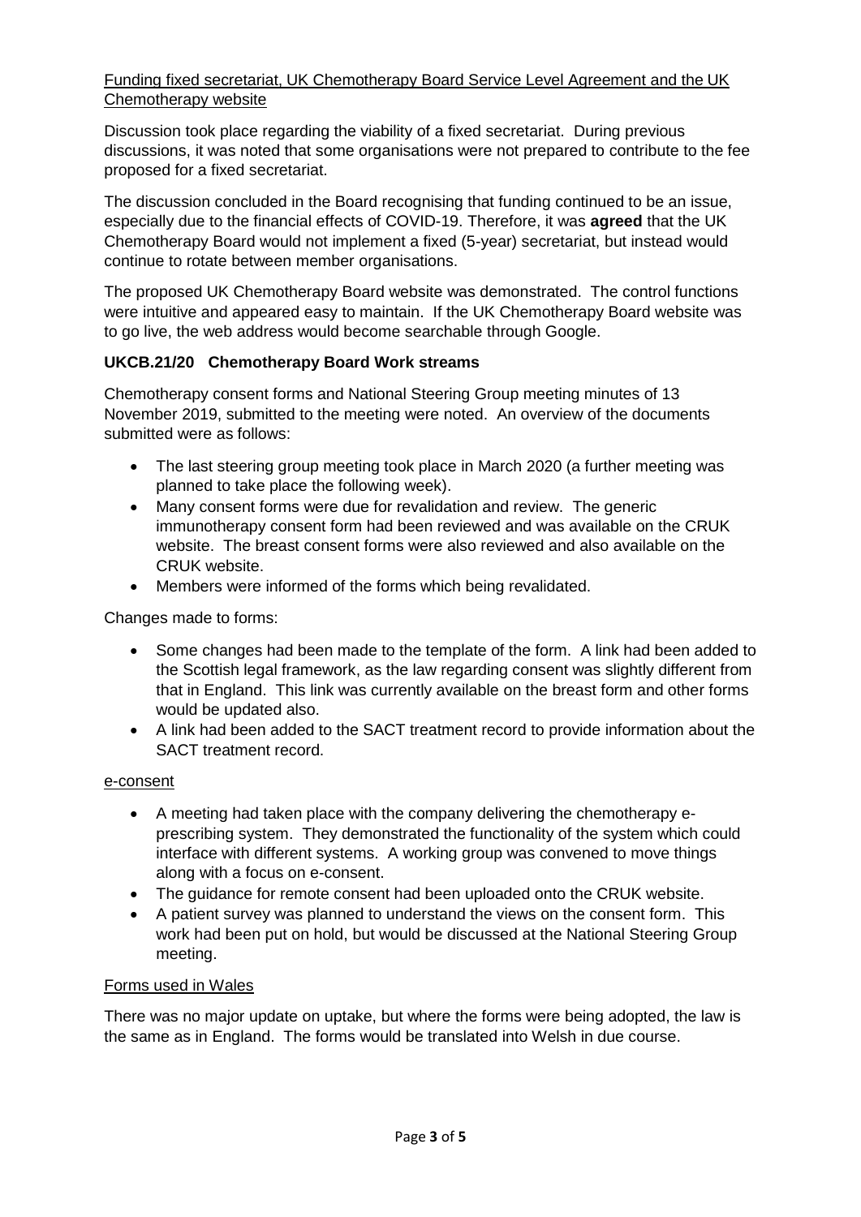Funding fixed secretariat, UK Chemotherapy Board Service Level Agreement and the UK Chemotherapy website

Discussion took place regarding the viability of a fixed secretariat. During previous discussions, it was noted that some organisations were not prepared to contribute to the fee proposed for a fixed secretariat.

The discussion concluded in the Board recognising that funding continued to be an issue, especially due to the financial effects of COVID-19. Therefore, it was **agreed** that the UK Chemotherapy Board would not implement a fixed (5-year) secretariat, but instead would continue to rotate between member organisations.

The proposed UK Chemotherapy Board website was demonstrated. The control functions were intuitive and appeared easy to maintain. If the UK Chemotherapy Board website was to go live, the web address would become searchable through Google.

### UKCB.21/20 Chemotherapy Board Work streams

Chemotherapy consent forms and National Steering Group meeting minutes of 13 November 2019, submitted to the meeting were noted. An overview of the documents submitted were as follows:

- The last steering group meeting took place in March 2020 (a further meeting was planned to take place the following week).
- Many consent forms were due for revalidation and review. The generic immunotherapy consent form had been reviewed and was available on the CRUK website. The breast consent forms were also reviewed and also available on the CRUK website.
- Members were informed of the forms which being revalidated.

Changes made to forms:

- Some changes had been made to the template of the form. A link had been added to the Scottish legal framework, as the law regarding consent was slightly different from that in England. This link was currently available on the breast form and other forms would be updated also.
- A link had been added to the SACT treatment record to provide information about the SACT treatment record.

e-consent

- A meeting had taken place with the company delivering the chemotherapy e-prescribing system. They demonstrated the functionality of the system which could interface with different systems. A working group was convened to move things along with a focus on e-consent.
- The guidance for remote consent had been uploaded onto the CRUK website.
- A patient survey was planned to understand the views on the consent form. This work had been put on hold, but would be discussed at the National Steering Group meeting.

Forms used in Wales

There was no major update on uptake, but where the forms were being adopted, the law is the same as in England. The forms would be translated into Welsh in due course.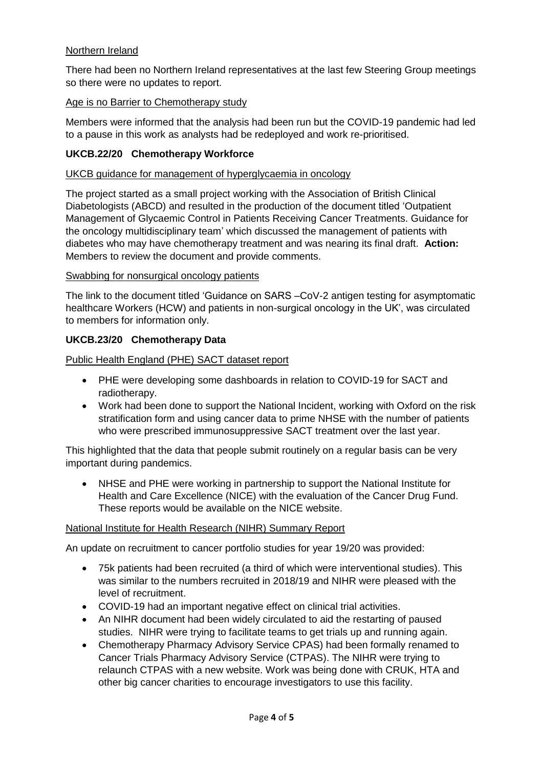Northern Ireland

There had been no Northern Ireland representatives at the last few Steering Group meetings so there were no updates to report.

Age is no Barrier to Chemotherapy study

Members were informed that the analysis had been run but the COVID-19 pandemic had led to a pause in this work as analysts had be redeployed and work re-prioritised.

**UKCB.22/20 Chemotherapy Workforce**

UKCB guidance for management of hyperglycaemia in oncology

The project started as a small project working with the Association of British Clinical Diabetologists (ABCD) and resulted in the production of the document titled 'Outpatient Management of Glycaemic Control in Patients Receiving Cancer Treatments. Guidance for the oncology multidisciplinary team' which discussed the management of patients with diabetes who may have chemotherapy treatment and was nearing its final draft. **Action:** Members to review the document and provide comments.

Swabbing for nonsurgical oncology patients

The link to the document titled 'Guidance on SARS –CoV-2 antigen testing for asymptomatic healthcare Workers (HCW) and patients in non-surgical oncology in the UK', was circulated to members for information only.

**UKCB.23/20 Chemotherapy Data**

Public Health England (PHE) SACT dataset report

- PHE were developing some dashboards in relation to COVID-19 for SACT and radiotherapy.
- Work had been done to support the National Incident, working with Oxford on the risk stratification form and using cancer data to prime NHSE with the number of patients who were prescribed immunosuppressive SACT treatment over the last year.

This highlighted that the data that people submit routinely on a regular basis can be very important during pandemics.

- NHSE and PHE were working in partnership to support the National Institute for Health and Care Excellence (NICE) with the evaluation of the Cancer Drug Fund. These reports would be available on the NICE website.

National Institute for Health Research (NIHR) Summary Report

An update on recruitment to cancer portfolio studies for year 19/20 was provided:

- 75k patients had been recruited (a third of which were interventional studies). This was similar to the numbers recruited in 2018/19 and NIHR were pleased with the level of recruitment.
- COVID-19 had an important negative effect on clinical trial activities.
- An NIHR document had been widely circulated to aid the restarting of paused studies. NIHR were trying to facilitate teams to get trials up and running again.
- Chemotherapy Pharmacy Advisory Service CPAS) had been formally renamed to Cancer Trials Pharmacy Advisory Service (CTPAS). The NIHR were trying to relaunch CTPAS with a new website. Work was being done with CRUK, HTA and other big cancer charities to encourage investigators to use this facility.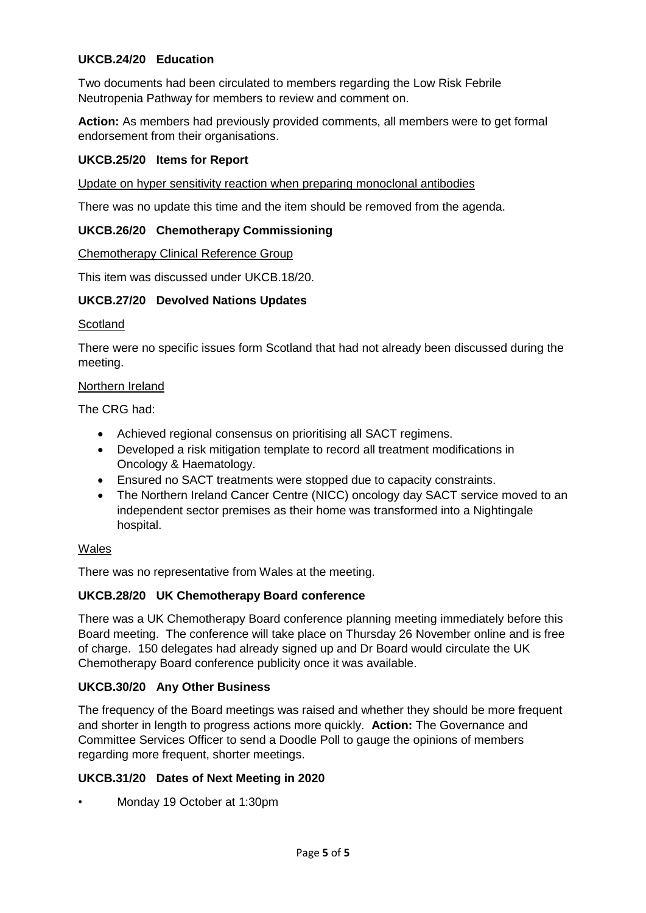### UKCB.24/20 Education

Two documents had been circulated to members regarding the Low Risk Febrile Neutropenia Pathway for members to review and comment on.

**Action:** As members had previously provided comments, all members were to get formal endorsement from their organisations.

### UKCB.25/20 Items for Report

Update on hyper sensitivity reaction when preparing monoclonal antibodies

There was no update this time and the item should be removed from the agenda.

### UKCB.26/20 Chemotherapy Commissioning

Chemotherapy Clinical Reference Group

This item was discussed under UKCB.18/20.

### UKCB.27/20 Devolved Nations Updates

Scotland

There were no specific issues form Scotland that had not already been discussed during the meeting.

Northern Ireland

The CRG had:

- Achieved regional consensus on prioritising all SACT regimens.
- Developed a risk mitigation template to record all treatment modifications in Oncology & Haematology.
- Ensured no SACT treatments were stopped due to capacity constraints.
- The Northern Ireland Cancer Centre (NICC) oncology day SACT service moved to an independent sector premises as their home was transformed into a Nightingale hospital.

Wales

There was no representative from Wales at the meeting.

### UKCB.28/20 UK Chemotherapy Board conference

There was a UK Chemotherapy Board conference planning meeting immediately before this Board meeting. The conference will take place on Thursday 26 November online and is free of charge. 150 delegates had already signed up and Dr Board would circulate the UK Chemotherapy Board conference publicity once it was available.

### UKCB.30/20 Any Other Business

The frequency of the Board meetings was raised and whether they should be more frequent and shorter in length to progress actions more quickly. **Action:** The Governance and Committee Services Officer to send a Doodle Poll to gauge the opinions of members regarding more frequent, shorter meetings.

### UKCB.31/20 Dates of Next Meeting in 2020

- Monday 19 October at 1:30pm